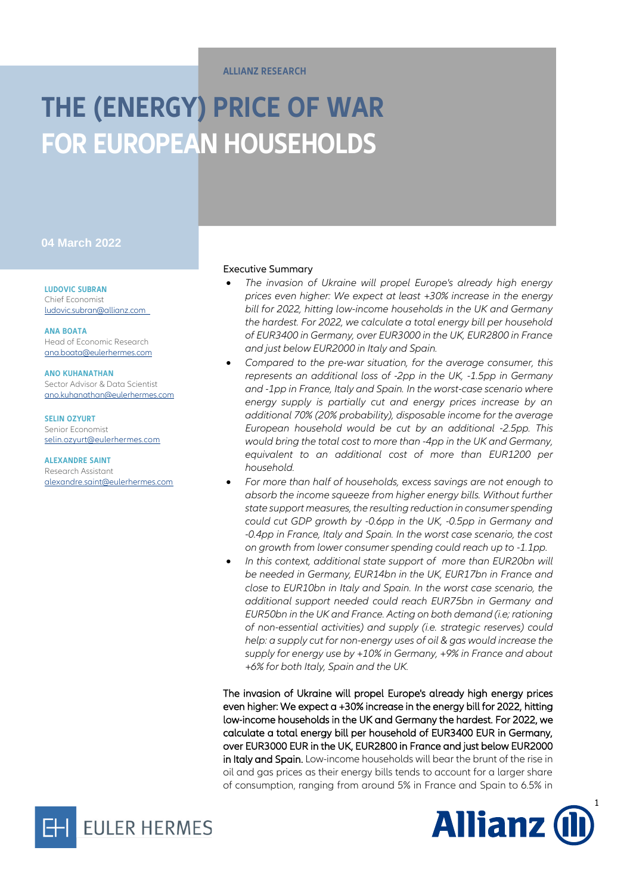ALLIANZ RESEARCH

# THE (ENERGY) PRICE OF WAR FOR EUROPEAN HOUSEHOLDS

04 March 2022

**LUDOVIC SUBRAN**
Chief Economist
ludovic.subran@allianz.com

**ANA BOATA**
Head of Economic Research
ana.boata@eulerhermes.com

**ANO KUHANATHAN**
Sector Advisor & Data Scientist
ano.kuhanathan@eulerhermes.com

**SELIN OZYURT**
Senior Economist
selin.ozyurt@eulerhermes.com

**ALEXANDRE SAINT**
Research Assistant
alexandre.saint@eulerhermes.com

## Executive Summary

- *The invasion of Ukraine will propel Europe's already high energy prices even higher: We expect at least +30% increase in the energy bill for 2022, hitting low-income households in the UK and Germany the hardest. For 2022, we calculate a total energy bill per household of EUR3400 in Germany, over EUR3000 in the UK, EUR2800 in France and just below EUR2000 in Italy and Spain.*
- *Compared to the pre-war situation, for the average consumer, this represents an additional loss of -2pp in the UK, -1.5pp in Germany and -1pp in France, Italy and Spain. In the worst-case scenario where energy supply is partially cut and energy prices increase by an additional 70% (20% probability), disposable income for the average European household would be cut by an additional -2.5pp. This would bring the total cost to more than -4pp in the UK and Germany, equivalent to an additional cost of more than EUR1200 per household.*
- *For more than half of households, excess savings are not enough to absorb the income squeeze from higher energy bills. Without further state support measures, the resulting reduction in consumer spending could cut GDP growth by -0.6pp in the UK, -0.5pp in Germany and -0.4pp in France, Italy and Spain. In the worst case scenario, the cost on growth from lower consumer spending could reach up to -1.1pp.*
- *In this context, additional state support of more than EUR20bn will be needed in Germany, EUR14bn in the UK, EUR17bn in France and close to EUR10bn in Italy and Spain. In the worst case scenario, the additional support needed could reach EUR75bn in Germany and EUR50bn in the UK and France. Acting on both demand (i.e; rationing of non-essential activities) and supply (i.e. strategic reserves) could help: a supply cut for non-energy uses of oil & gas would increase the supply for energy use by +10% in Germany, +9% in France and about +6% for both Italy, Spain and the UK.*

**The invasion of Ukraine will propel Europe's already high energy prices even higher: We expect a +30% increase in the energy bill for 2022, hitting low-income households in the UK and Germany the hardest. For 2022, we calculate a total energy bill per household of EUR3400 EUR in Germany, over EUR3000 EUR in the UK, EUR2800 in France and just below EUR2000 in Italy and Spain.** Low-income households will bear the brunt of the rise in oil and gas prices as their energy bills tends to account for a larger share of consumption, ranging from around 5% in France and Spain to 6.5% in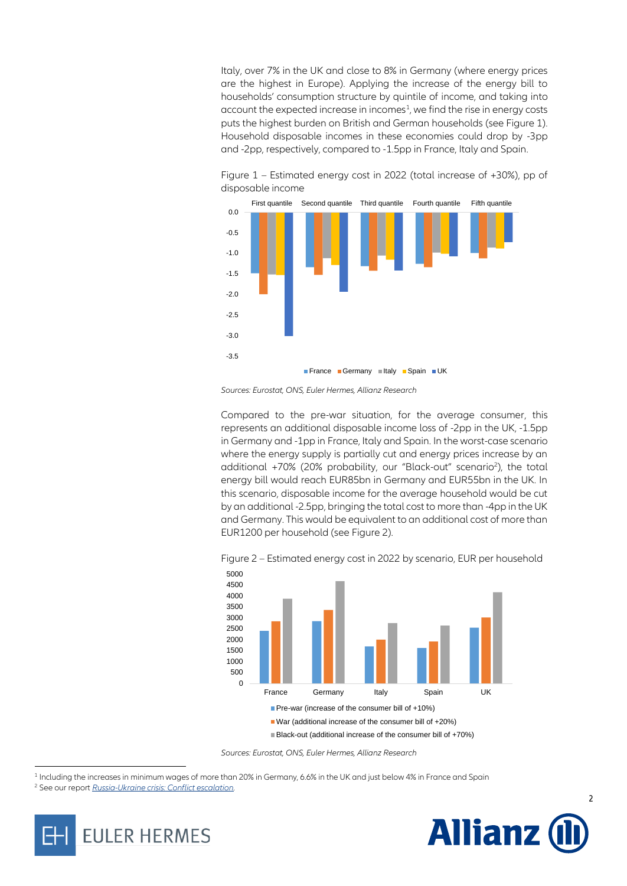Italy, over 7% in the UK and close to 8% in Germany (where energy prices are the highest in Europe). Applying the increase of the energy bill to households' consumption structure by quintile of income, and taking into account the expected increase in incomes[1], we find the rise in energy costs puts the highest burden on British and German households (see Figure 1). Household disposable incomes in these economies could drop by -3pp and -2pp, respectively, compared to -1.5pp in France, Italy and Spain.

Figure 1 – Estimated energy cost in 2022 (total increase of +30%), pp of disposable income

*Sources: Eurostat, ONS, Euler Hermes, Allianz Research*

Compared to the pre-war situation, for the average consumer, this represents an additional disposable income loss of -2pp in the UK, -1.5pp in Germany and -1pp in France, Italy and Spain. In the worst-case scenario where the energy supply is partially cut and energy prices increase by an additional +70% (20% probability, our "Black-out" scenario[2]), the total energy bill would reach EUR85bn in Germany and EUR55bn in the UK. In this scenario, disposable income for the average household would be cut by an additional -2.5pp, bringing the total cost to more than -4pp in the UK and Germany. This would be equivalent to an additional cost of more than EUR1200 per household (see Figure 2).

Figure 2 – Estimated energy cost in 2022 by scenario, EUR per household

*Sources: Eurostat, ONS, Euler Hermes, Allianz Research*

[1] Including the increases in minimum wages of more than 20% in Germany, 6.6% in the UK and just below 4% in France and Spain

[2] See our report *Russia-Ukraine crisis: Conflict escalation*.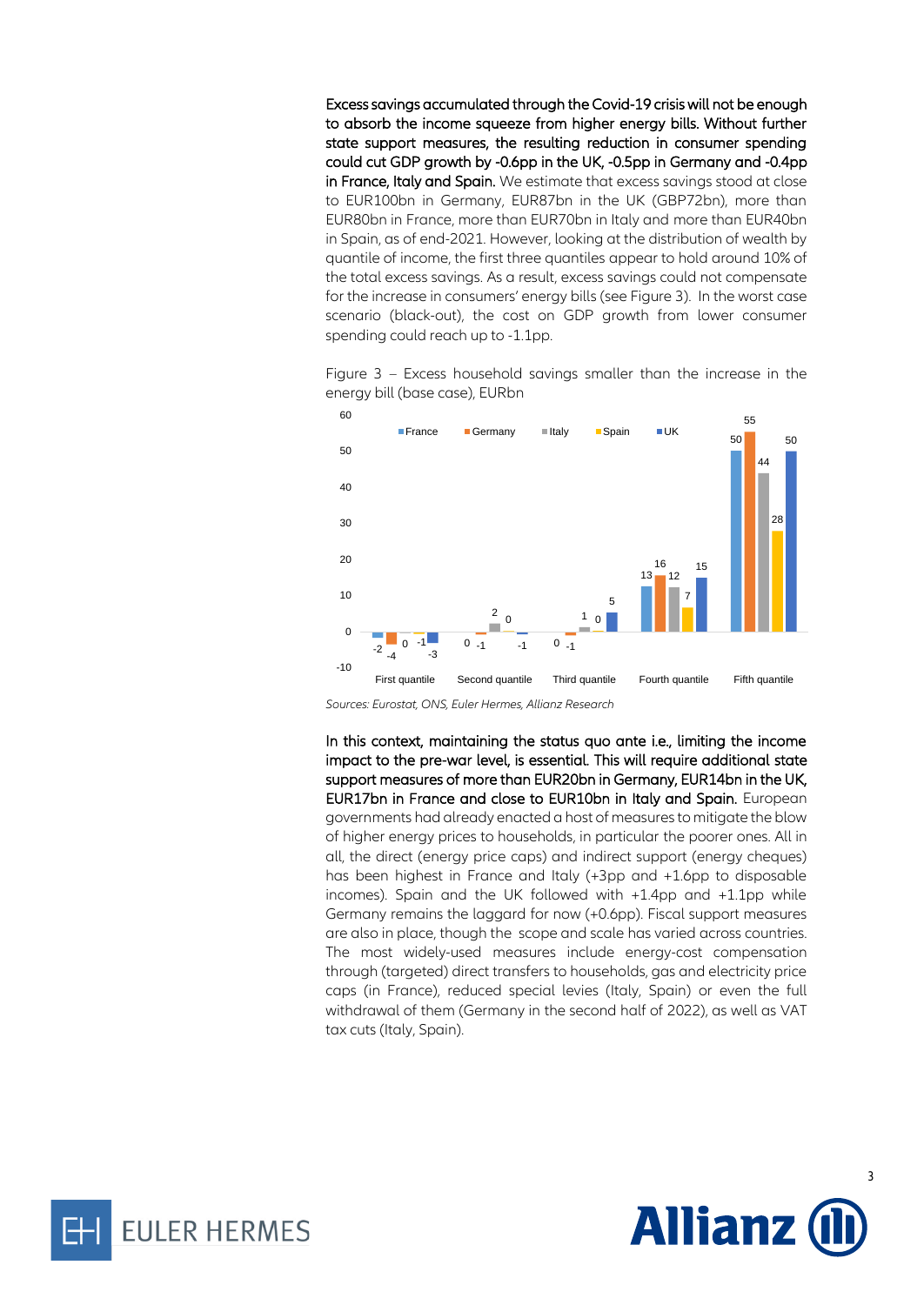**Excess savings accumulated through the Covid-19 crisis will not be enough to absorb the income squeeze from higher energy bills. Without further state support measures, the resulting reduction in consumer spending could cut GDP growth by -0.6pp in the UK, -0.5pp in Germany and -0.4pp in France, Italy and Spain.** We estimate that excess savings stood at close to EUR100bn in Germany, EUR87bn in the UK (GBP72bn), more than EUR80bn in France, more than EUR70bn in Italy and more than EUR40bn in Spain, as of end-2021. However, looking at the distribution of wealth by quantile of income, the first three quantiles appear to hold around 10% of the total excess savings. As a result, excess savings could not compensate for the increase in consumers' energy bills (see Figure 3). In the worst case scenario (black-out), the cost on GDP growth from lower consumer spending could reach up to -1.1pp.

Figure 3 – Excess household savings smaller than the increase in the energy bill (base case), EURbn

| | France | Germany | Italy | Spain | UK |
|---|---|---|---|---|---|
| First quantile | -2 | -4 | 0 | -1 | -3 |
| Second quantile | 0 | -1 | 2 | 0 | -1 |
| Third quantile | 0 | -1 | 1 | 0 | 5 |
| Fourth quantile | 13 | 16 | 12 | 7 | 15 |
| Fifth quantile | 50 | 55 | 44 | 28 | 50 |

*Sources: Eurostat, ONS, Euler Hermes, Allianz Research*

**In this context, maintaining the status quo ante i.e., limiting the income impact to the pre-war level, is essential. This will require additional state support measures of more than EUR20bn in Germany, EUR14bn in the UK, EUR17bn in France and close to EUR10bn in Italy and Spain.** European governments had already enacted a host of measures to mitigate the blow of higher energy prices to households, in particular the poorer ones. All in all, the direct (energy price caps) and indirect support (energy cheques) has been highest in France and Italy (+3pp and +1.6pp to disposable incomes). Spain and the UK followed with +1.4pp and +1.1pp while Germany remains the laggard for now (+0.6pp). Fiscal support measures are also in place, though the scope and scale has varied across countries. The most widely-used measures include energy-cost compensation through (targeted) direct transfers to households, gas and electricity price caps (in France), reduced special levies (Italy, Spain) or even the full withdrawal of them (Germany in the second half of 2022), as well as VAT tax cuts (Italy, Spain).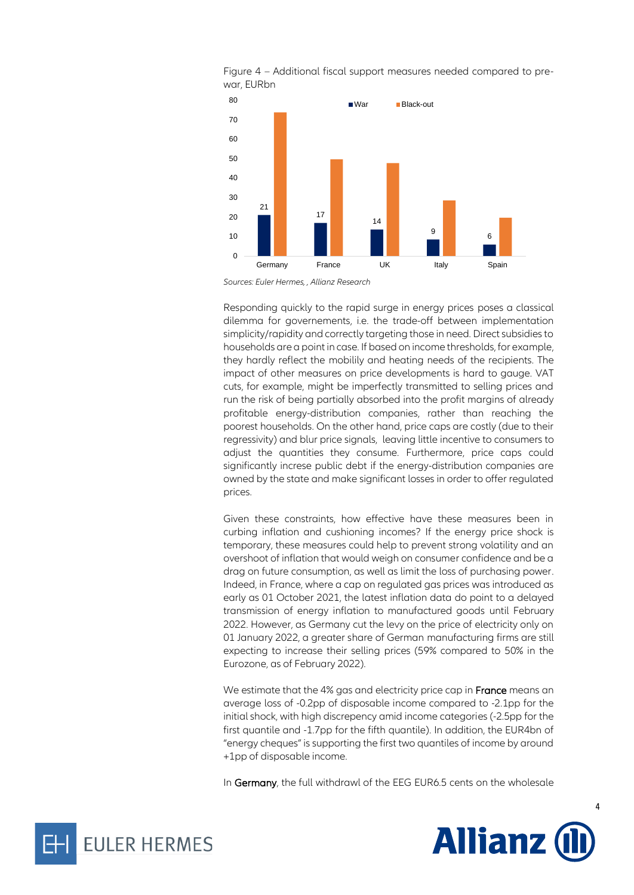Figure 4 – Additional fiscal support measures needed compared to pre-war, EURbn

*Sources: Euler Hermes, , Allianz Research*

Responding quickly to the rapid surge in energy prices poses a classical dilemma for governements, i.e. the trade-off between implementation simplicity/rapidity and correctly targeting those in need. Direct subsidies to households are a point in case. If based on income thresholds, for example, they hardly reflect the mobilily and heating needs of the recipients. The impact of other measures on price developments is hard to gauge. VAT cuts, for example, might be imperfectly transmitted to selling prices and run the risk of being partially absorbed into the profit margins of already profitable energy-distribution companies, rather than reaching the poorest households. On the other hand, price caps are costly (due to their regressivity) and blur price signals, leaving little incentive to consumers to adjust the quantities they consume. Furthermore, price caps could significantly increse public debt if the energy-distribution companies are owned by the state and make significant losses in order to offer regulated prices.

Given these constraints, how effective have these measures been in curbing inflation and cushioning incomes? If the energy price shock is temporary, these measures could help to prevent strong volatility and an overshoot of inflation that would weigh on consumer confidence and be a drag on future consumption, as well as limit the loss of purchasing power. Indeed, in France, where a cap on regulated gas prices was introduced as early as 01 October 2021, the latest inflation data do point to a delayed transmission of energy inflation to manufactured goods until February 2022. However, as Germany cut the levy on the price of electricity only on 01 January 2022, a greater share of German manufacturing firms are still expecting to increase their selling prices (59% compared to 50% in the Eurozone, as of February 2022).

We estimate that the 4% gas and electricity price cap in **France** means an average loss of -0.2pp of disposable income compared to -2.1pp for the initial shock, with high discrepency amid income categories (-2.5pp for the first quantile and -1.7pp for the fifth quantile). In addition, the EUR4bn of "energy cheques" is supporting the first two quantiles of income by around +1pp of disposable income.

In **Germany**, the full withdrawl of the EEG EUR6.5 cents on the wholesale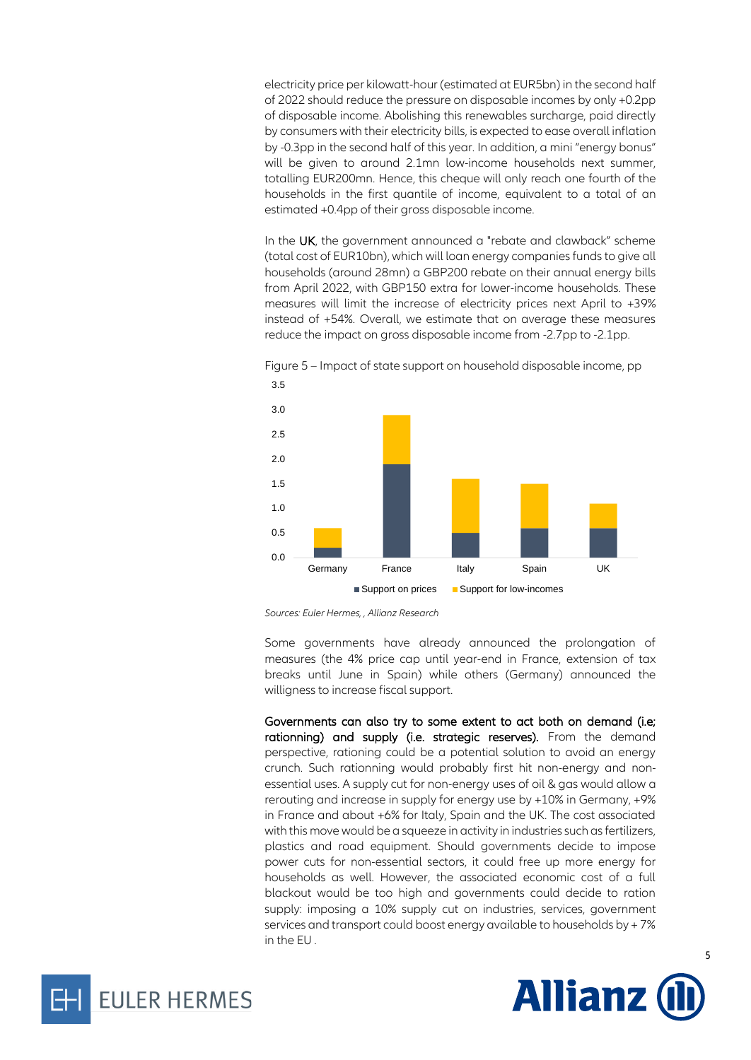electricity price per kilowatt-hour (estimated at EUR5bn) in the second half of 2022 should reduce the pressure on disposable incomes by only +0.2pp of disposable income. Abolishing this renewables surcharge, paid directly by consumers with their electricity bills, is expected to ease overall inflation by -0.3pp in the second half of this year. In addition, a mini "energy bonus" will be given to around 2.1mn low-income households next summer, totalling EUR200mn. Hence, this cheque will only reach one fourth of the households in the first quantile of income, equivalent to a total of an estimated +0.4pp of their gross disposable income.

In the **UK**, the government announced a "rebate and clawback" scheme (total cost of EUR10bn), which will loan energy companies funds to give all households (around 28mn) a GBP200 rebate on their annual energy bills from April 2022, with GBP150 extra for lower-income households. These measures will limit the increase of electricity prices next April to +39% instead of +54%. Overall, we estimate that on average these measures reduce the impact on gross disposable income from -2.7pp to -2.1pp.

Figure 5 – Impact of state support on household disposable income, pp

*Sources: Euler Hermes, , Allianz Research*

Some governments have already announced the prolongation of measures (the 4% price cap until year-end in France, extension of tax breaks until June in Spain) while others (Germany) announced the willigness to increase fiscal support.

**Governments can also try to some extent to act both on demand (i.e; rationning) and supply (i.e. strategic reserves).** From the demand perspective, rationing could be a potential solution to avoid an energy crunch. Such rationning would probably first hit non-energy and non-essential uses. A supply cut for non-energy uses of oil & gas would allow a rerouting and increase in supply for energy use by +10% in Germany, +9% in France and about +6% for Italy, Spain and the UK. The cost associated with this move would be a squeeze in activity in industries such as fertilizers, plastics and road equipment. Should governments decide to impose power cuts for non-essential sectors, it could free up more energy for households as well. However, the associated economic cost of a full blackout would be too high and governments could decide to ration supply: imposing a 10% supply cut on industries, services, government services and transport could boost energy available to households by + 7% in the EU .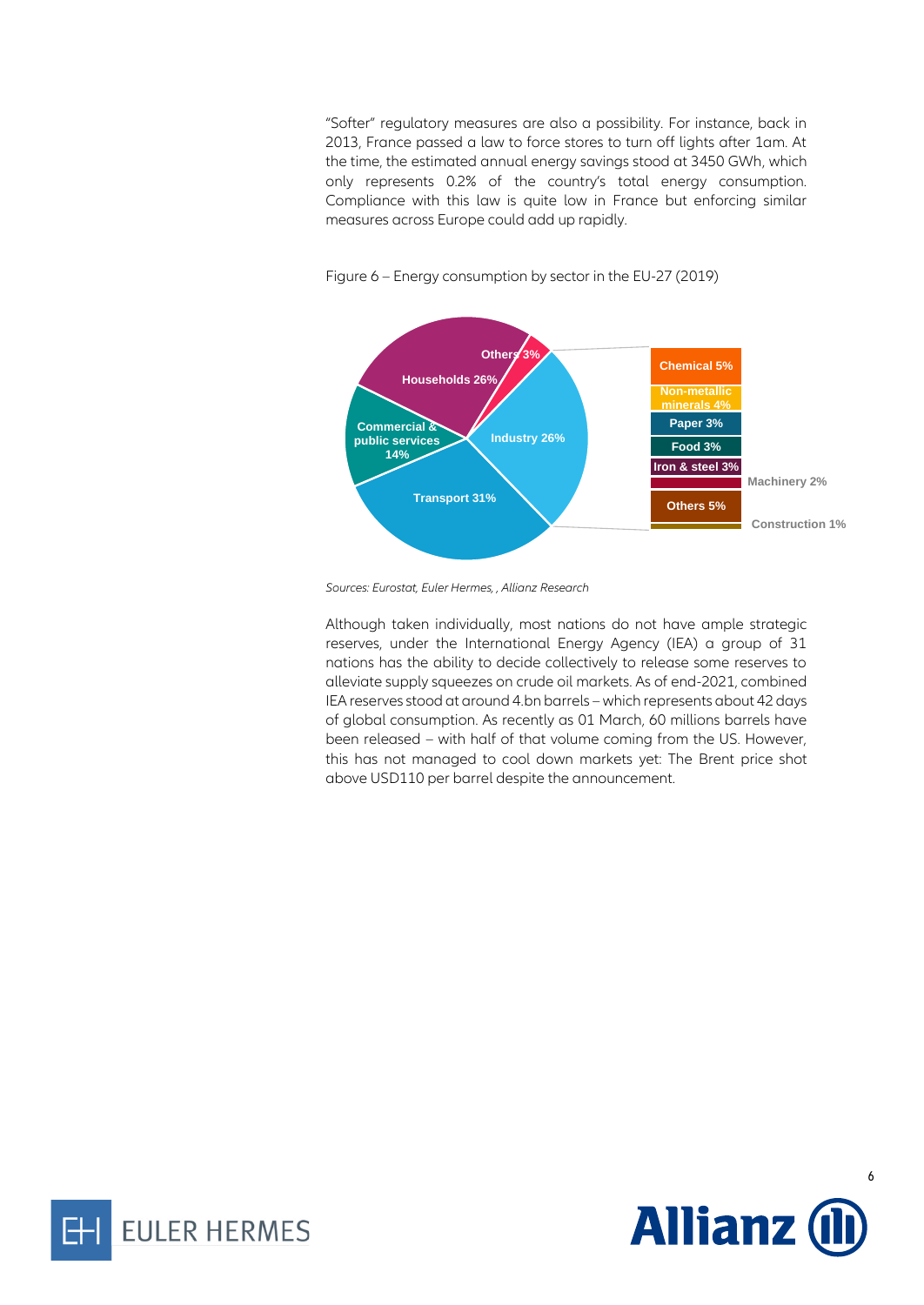"Softer" regulatory measures are also a possibility. For instance, back in 2013, France passed a law to force stores to turn off lights after 1am. At the time, the estimated annual energy savings stood at 3450 GWh, which only represents 0.2% of the country's total energy consumption. Compliance with this law is quite low in France but enforcing similar measures across Europe could add up rapidly.

Figure 6 – Energy consumption by sector in the EU-27 (2019)

*Sources: Eurostat, Euler Hermes, , Allianz Research*

Although taken individually, most nations do not have ample strategic reserves, under the International Energy Agency (IEA) a group of 31 nations has the ability to decide collectively to release some reserves to alleviate supply squeezes on crude oil markets. As of end-2021, combined IEA reserves stood at around 4.bn barrels – which represents about 42 days of global consumption. As recently as 01 March, 60 millions barrels have been released – with half of that volume coming from the US. However, this has not managed to cool down markets yet: The Brent price shot above USD110 per barrel despite the announcement.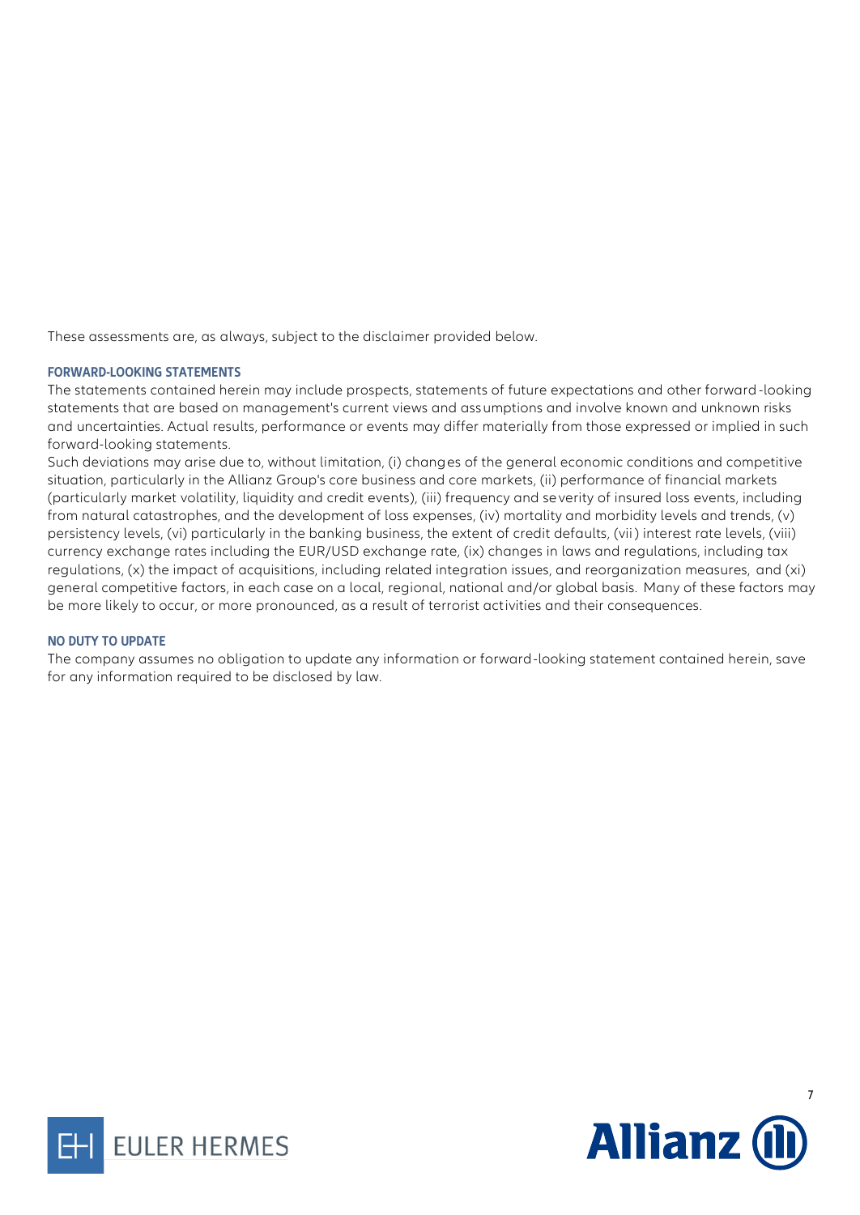These assessments are, as always, subject to the disclaimer provided below.

**FORWARD-LOOKING STATEMENTS**

The statements contained herein may include prospects, statements of future expectations and other forward-looking statements that are based on management's current views and assumptions and involve known and unknown risks and uncertainties. Actual results, performance or events may differ materially from those expressed or implied in such forward-looking statements.

Such deviations may arise due to, without limitation, (i) changes of the general economic conditions and competitive situation, particularly in the Allianz Group's core business and core markets, (ii) performance of financial markets (particularly market volatility, liquidity and credit events), (iii) frequency and severity of insured loss events, including from natural catastrophes, and the development of loss expenses, (iv) mortality and morbidity levels and trends, (v) persistency levels, (vi) particularly in the banking business, the extent of credit defaults, (vii) interest rate levels, (viii) currency exchange rates including the EUR/USD exchange rate, (ix) changes in laws and regulations, including tax regulations, (x) the impact of acquisitions, including related integration issues, and reorganization measures, and (xi) general competitive factors, in each case on a local, regional, national and/or global basis. Many of these factors may be more likely to occur, or more pronounced, as a result of terrorist activities and their consequences.

**NO DUTY TO UPDATE**

The company assumes no obligation to update any information or forward-looking statement contained herein, save for any information required to be disclosed by law.